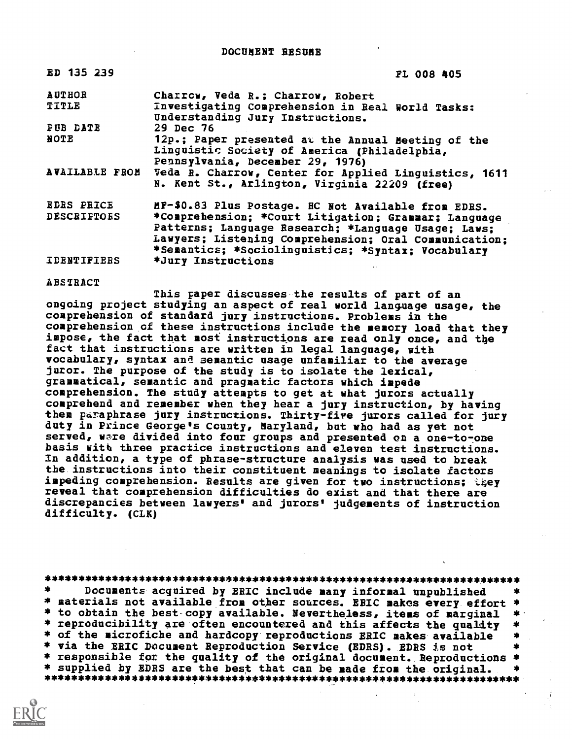# DOCUMENT RESUME

| | |
|---|---|
| ED 135 239 | FL 008 405 |
| AUTHOR | Charrow, Veda R.; Charrow, Robert |
| TITLE | Investigating Comprehension in Real World Tasks: Understanding Jury Instructions. |
| PUB DATE | 29 Dec 76 |
| NOTE | 12p.; Paper presented at the Annual Meeting of the Linguistic Society of America (Philadelphia, Pennsylvania, December 29, 1976) |
| AVAILABLE FROM | Veda R. Charrow, Center for Applied Linguistics, 1611 N. Kent St., Arlington, Virginia 22209 (free) |
| EDRS PRICE | MF-$0.83 Plus Postage. HC Not Available from EDRS. |
| DESCRIPTORS | *Comprehension; *Court Litigation; Grammar; Language Patterns; Language Research; *Language Usage; Laws; Lawyers; Listening Comprehension; Oral Communication; *Semantics; *Sociolinguistics; *Syntax; Vocabulary |
| IDENTIFIERS | *Jury Instructions |

ABSTRACT

This paper discusses the results of part of an ongoing project studying an aspect of real world language usage, the comprehension of standard jury instructions. Problems in the comprehension of these instructions include the memory load that they impose, the fact that most instructions are read only once, and the fact that instructions are written in legal language, with vocabulary, syntax and semantic usage unfamiliar to the average juror. The purpose of the study is to isolate the lexical, grammatical, semantic and pragmatic factors which impede comprehension. The study attempts to get at what jurors actually comprehend and remember when they hear a jury instruction, by having them paraphrase jury instructions. Thirty-five jurors called for jury duty in Prince George's County, Maryland, but who had as yet not served, were divided into four groups and presented on a one-to-one basis with three practice instructions and eleven test instructions. In addition, a type of phrase-structure analysis was used to break the instructions into their constituent meanings to isolate factors impeding comprehension. Results are given for two instructions; they reveal that comprehension difficulties do exist and that there are discrepancies between lawyers' and jurors' judgements of instruction difficulty. (CLK)

***********************************************************************
* Documents acquired by ERIC include many informal unpublished *
* materials not available from other sources. ERIC makes every effort *
* to obtain the best copy available. Nevertheless, items of marginal *
* reproducibility are often encountered and this affects the quality *
* of the microfiche and hardcopy reproductions ERIC makes available *
* via the ERIC Document Reproduction Service (EDRS). EDRS is not *
* responsible for the quality of the original document. Reproductions *
* supplied by EDRS are the best that can be made from the original. *
***********************************************************************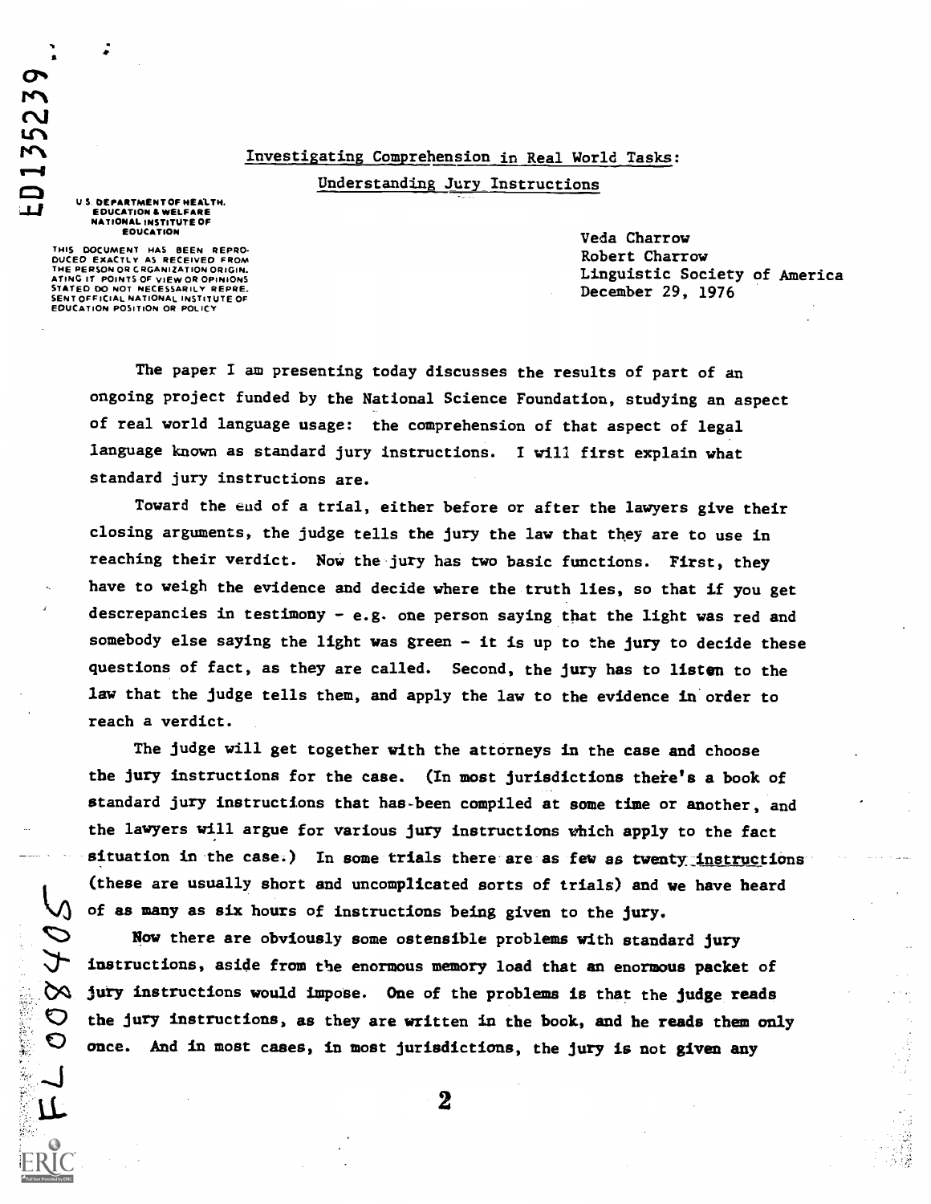# Investigating Comprehension in Real World Tasks: Understanding Jury Instructions

U.S. DEPARTMENT OF HEALTH, EDUCATION & WELFARE
NATIONAL INSTITUTE OF EDUCATION

THIS DOCUMENT HAS BEEN REPRODUCED EXACTLY AS RECEIVED FROM THE PERSON OR ORGANIZATION ORIGINATING IT. POINTS OF VIEW OR OPINIONS STATED DO NOT NECESSARILY REPRESENT OFFICIAL NATIONAL INSTITUTE OF EDUCATION POSITION OR POLICY

Veda Charrow
Robert Charrow
Linguistic Society of America
December 29, 1976

The paper I am presenting today discusses the results of part of an ongoing project funded by the National Science Foundation, studying an aspect of real world language usage: the comprehension of that aspect of legal language known as standard jury instructions. I will first explain what standard jury instructions are.

Toward the end of a trial, either before or after the lawyers give their closing arguments, the judge tells the jury the law that they are to use in reaching their verdict. Now the jury has two basic functions. First, they have to weigh the evidence and decide where the truth lies, so that if you get descrepancies in testimony - e.g. one person saying that the light was red and somebody else saying the light was green - it is up to the jury to decide these questions of fact, as they are called. Second, the jury has to listen to the law that the judge tells them, and apply the law to the evidence in order to reach a verdict.

The judge will get together with the attorneys in the case and choose the jury instructions for the case. (In most jurisdictions there's a book of standard jury instructions that has been compiled at some time or another, and the lawyers will argue for various jury instructions which apply to the fact situation in the case.) In some trials there are as few as twenty instructions (these are usually short and uncomplicated sorts of trials) and we have heard of as many as six hours of instructions being given to the jury.

Now there are obviously some ostensible problems with standard jury instructions, aside from the enormous memory load that an enormous packet of jury instructions would impose. One of the problems is that the judge reads the jury instructions, as they are written in the book, and he reads them only once. And in most cases, in most jurisdictions, the jury is not given any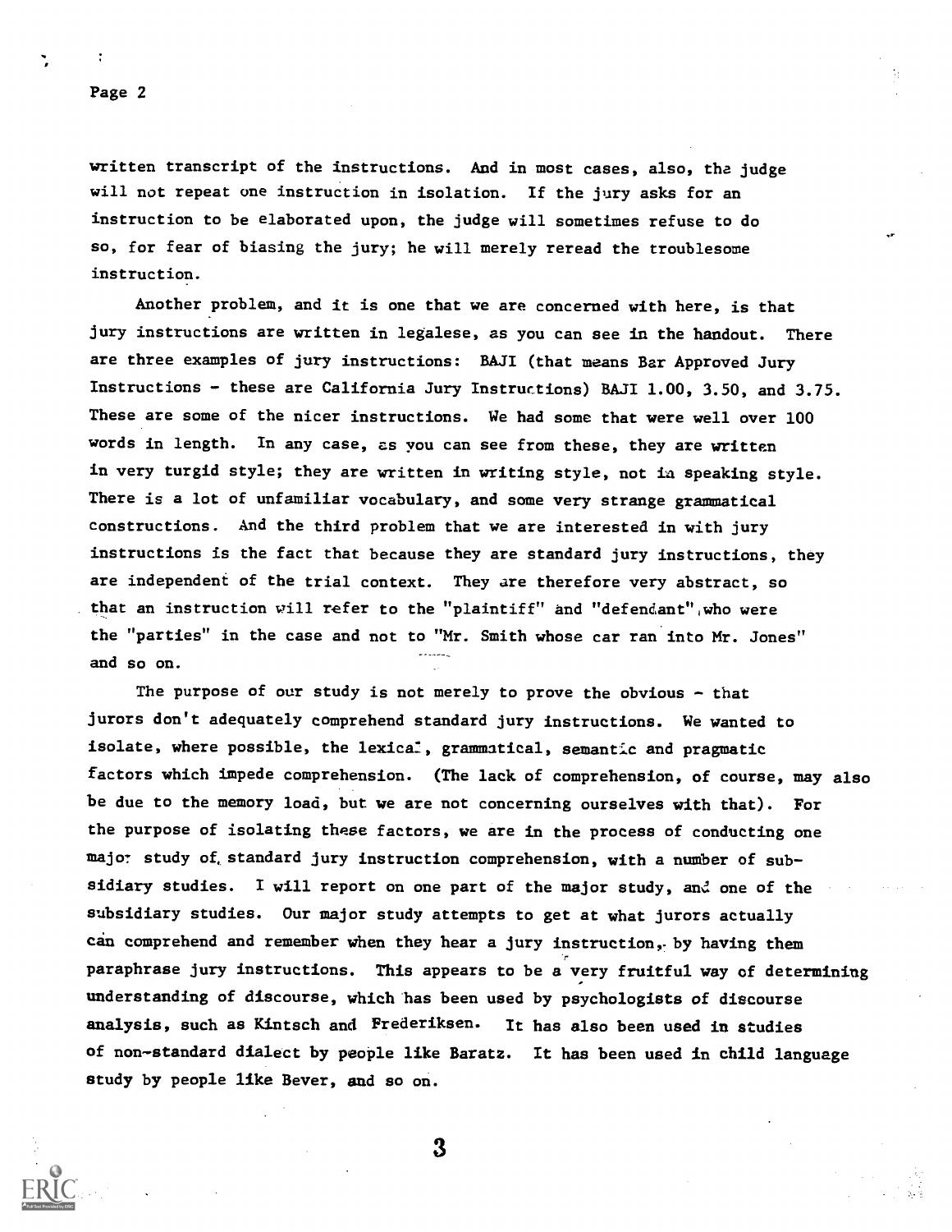written transcript of the instructions. And in most cases, also, the judge will not repeat one instruction in isolation. If the jury asks for an instruction to be elaborated upon, the judge will sometimes refuse to do so, for fear of biasing the jury; he will merely reread the troublesome instruction.

Another problem, and it is one that we are concerned with here, is that jury instructions are written in legalese, as you can see in the handout. There are three examples of jury instructions: BAJI (that means Bar Approved Jury Instructions - these are California Jury Instructions) BAJI 1.00, 3.50, and 3.75. These are some of the nicer instructions. We had some that were well over 100 words in length. In any case, as you can see from these, they are written in very turgid style; they are written in writing style, not in speaking style. There is a lot of unfamiliar vocabulary, and some very strange grammatical constructions. And the third problem that we are interested in with jury instructions is the fact that because they are standard jury instructions, they are independent of the trial context. They are therefore very abstract, so that an instruction will refer to the "plaintiff" and "defendant", who were the "parties" in the case and not to "Mr. Smith whose car ran into Mr. Jones" and so on.

The purpose of our study is not merely to prove the obvious - that jurors don't adequately comprehend standard jury instructions. We wanted to isolate, where possible, the lexical, grammatical, semantic and pragmatic factors which impede comprehension. (The lack of comprehension, of course, may also be due to the memory load, but we are not concerning ourselves with that). For the purpose of isolating these factors, we are in the process of conducting one major study of standard jury instruction comprehension, with a number of subsidiary studies. I will report on one part of the major study, and one of the subsidiary studies. Our major study attempts to get at what jurors actually can comprehend and remember when they hear a jury instruction, by having them paraphrase jury instructions. This appears to be a very fruitful way of determining understanding of discourse, which has been used by psychologists of discourse analysis, such as Kintsch and Frederiksen. It has also been used in studies of non-standard dialect by people like Baratz. It has been used in child language study by people like Bever, and so on.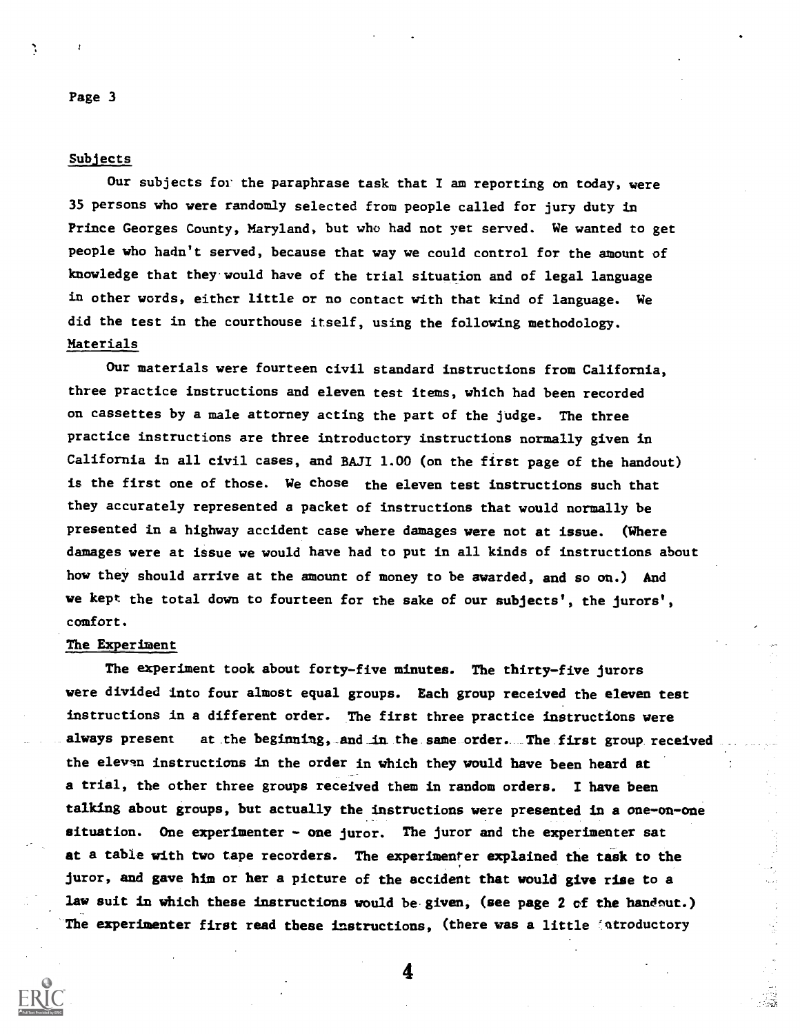### Subjects

Our subjects for the paraphrase task that I am reporting on today, were 35 persons who were randomly selected from people called for jury duty in Prince Georges County, Maryland, but who had not yet served. We wanted to get people who hadn't served, because that way we could control for the amount of knowledge that they would have of the trial situation and of legal language in other words, either little or no contact with that kind of language. We did the test in the courthouse itself, using the following methodology.

### Materials

Our materials were fourteen civil standard instructions from California, three practice instructions and eleven test items, which had been recorded on cassettes by a male attorney acting the part of the judge. The three practice instructions are three introductory instructions normally given in California in all civil cases, and BAJI 1.00 (on the first page of the handout) is the first one of those. We chose the eleven test instructions such that they accurately represented a packet of instructions that would normally be presented in a highway accident case where damages were not at issue. (Where damages were at issue we would have had to put in all kinds of instructions about how they should arrive at the amount of money to be awarded, and so on.) And we kept the total down to fourteen for the sake of our subjects', the jurors', comfort.

### The Experiment

The experiment took about forty-five minutes. The thirty-five jurors were divided into four almost equal groups. Each group received the eleven test instructions in a different order. The first three practice instructions were always present at the beginning, and in the same order. The first group received the eleven instructions in the order in which they would have been heard at a trial, the other three groups received them in random orders. I have been talking about groups, but actually the instructions were presented in a one-on-one situation. One experimenter - one juror. The juror and the experimenter sat at a table with two tape recorders. The experimenter explained the task to the juror, and gave him or her a picture of the accident that would give rise to a law suit in which these instructions would be given, (see page 2 of the handout.) The experimenter first read these instructions, (there was a little introductory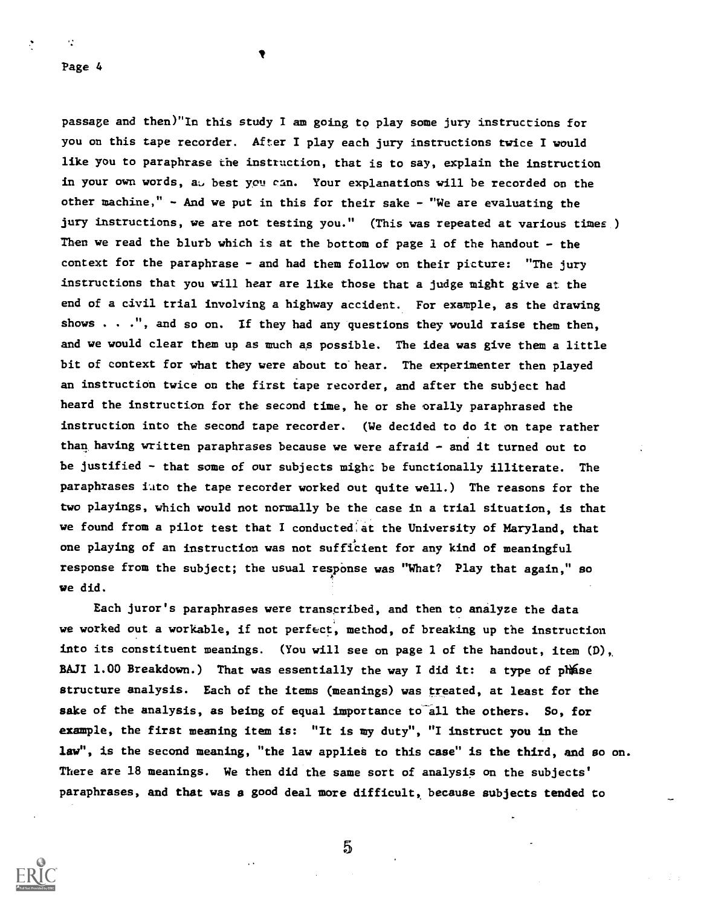passage and then)"In this study I am going to play some jury instructions for you on this tape recorder. After I play each jury instructions twice I would like you to paraphrase the instruction, that is to say, explain the instruction in your own words, as best you can. Your explanations will be recorded on the other machine," - And we put in this for their sake - "We are evaluating the jury instructions, we are not testing you." (This was repeated at various times.) Then we read the blurb which is at the bottom of page 1 of the handout - the context for the paraphrase - and had them follow on their picture: "The jury instructions that you will hear are like those that a judge might give at the end of a civil trial involving a highway accident. For example, as the drawing shows . . .", and so on. If they had any questions they would raise them then, and we would clear them up as much as possible. The idea was give them a little bit of context for what they were about to hear. The experimenter then played an instruction twice on the first tape recorder, and after the subject had heard the instruction for the second time, he or she orally paraphrased the instruction into the second tape recorder. (We decided to do it on tape rather than having written paraphrases because we were afraid - and it turned out to be justified - that some of our subjects might be functionally illiterate. The paraphrases into the tape recorder worked out quite well.) The reasons for the two playings, which would not normally be the case in a trial situation, is that we found from a pilot test that I conducted at the University of Maryland, that one playing of an instruction was not sufficient for any kind of meaningful response from the subject; the usual response was "What? Play that again," so we did.

Each juror's paraphrases were transcribed, and then to analyze the data we worked out a workable, if not perfect, method, of breaking up the instruction into its constituent meanings. (You will see on page 1 of the handout, item (D), BAJI 1.00 Breakdown.) That was essentially the way I did it: a type of phase structure analysis. Each of the items (meanings) was treated, at least for the sake of the analysis, as being of equal importance to all the others. So, for example, the first meaning item is: "It is my duty", "I instruct you in the law", is the second meaning, "the law applies to this case" is the third, and so on. There are 18 meanings. We then did the same sort of analysis on the subjects' paraphrases, and that was a good deal more difficult, because subjects tended to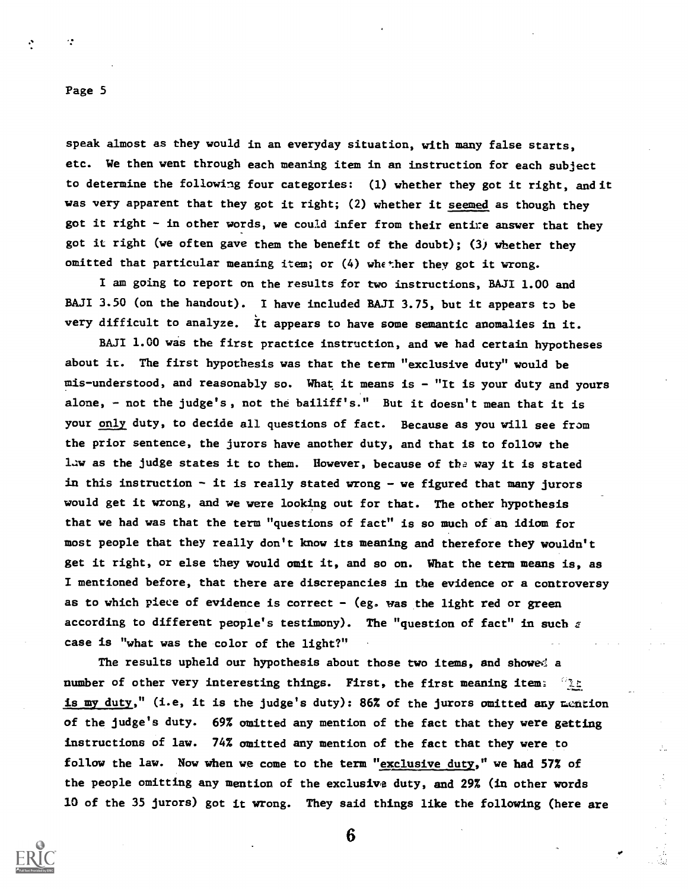speak almost as they would in an everyday situation, with many false starts, etc. We then went through each meaning item in an instruction for each subject to determine the following four categories: (1) whether they got it right, and it was very apparent that they got it right; (2) whether it seemed as though they got it right - in other words, we could infer from their entire answer that they got it right (we often gave them the benefit of the doubt); (3) whether they omitted that particular meaning item; or (4) whether they got it wrong.

I am going to report on the results for two instructions, BAJI 1.00 and BAJI 3.50 (on the handout). I have included BAJI 3.75, but it appears to be very difficult to analyze. It appears to have some semantic anomalies in it.

BAJI 1.00 was the first practice instruction, and we had certain hypotheses about it. The first hypothesis was that the term "exclusive duty" would be mis-understood, and reasonably so. What it means is - "It is your duty and yours alone, - not the judge's, not the bailiff's." But it doesn't mean that it is your only duty, to decide all questions of fact. Because as you will see from the prior sentence, the jurors have another duty, and that is to follow the law as the judge states it to them. However, because of the way it is stated in this instruction - it is really stated wrong - we figured that many jurors would get it wrong, and we were looking out for that. The other hypothesis that we had was that the term "questions of fact" is so much of an idiom for most people that they really don't know its meaning and therefore they wouldn't get it right, or else they would omit it, and so on. What the term means is, as I mentioned before, that there are discrepancies in the evidence or a controversy as to which piece of evidence is correct - (eg. was the light red or green according to different people's testimony). The "question of fact" in such a case is "what was the color of the light?"

The results upheld our hypothesis about those two items, and showed a number of other very interesting things. First, the first meaning item: "It is my duty," (i.e, it is the judge's duty): 86% of the jurors omitted any mention of the judge's duty. 69% omitted any mention of the fact that they were getting instructions of law. 74% omitted any mention of the fact that they were to follow the law. Now when we come to the term "exclusive duty," we had 57% of the people omitting any mention of the exclusive duty, and 29% (in other words 10 of the 35 jurors) got it wrong. They said things like the following (here are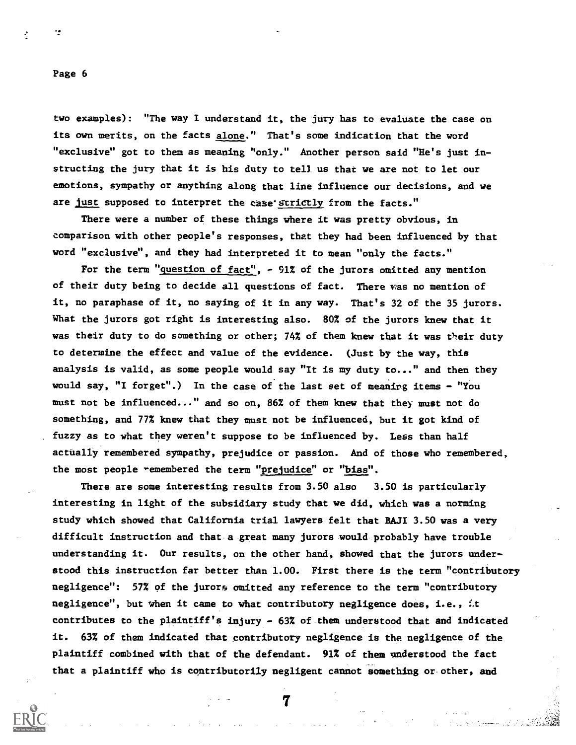two examples): "The way I understand it, the jury has to evaluate the case on its own merits, on the facts alone." That's some indication that the word "exclusive" got to them as meaning "only." Another person said "He's just instructing the jury that it is his duty to tell us that we are not to let our emotions, sympathy or anything along that line influence our decisions, and we are just supposed to interpret the case strictly from the facts."

There were a number of these things where it was pretty obvious, in comparison with other people's responses, that they had been influenced by that word "exclusive", and they had interpreted it to mean "only the facts."

For the term "question of fact", - 91% of the jurors omitted any mention of their duty being to decide all questions of fact. There was no mention of it, no paraphase of it, no saying of it in any way. That's 32 of the 35 jurors. What the jurors got right is interesting also. 80% of the jurors knew that it was their duty to do something or other; 74% of them knew that it was their duty to determine the effect and value of the evidence. (Just by the way, this analysis is valid, as some people would say "It is my duty to..." and then they would say, "I forget".) In the case of the last set of meaning items - "You must not be influenced..." and so on, 86% of them knew that they must not do something, and 77% knew that they must not be influenced, but it got kind of fuzzy as to what they weren't suppose to be influenced by. Less than half actually remembered sympathy, prejudice or passion. And of those who remembered, the most people remembered the term "prejudice" or "bias".

There are some interesting results from 3.50 also 3.50 is particularly interesting in light of the subsidiary study that we did, which was a norming study which showed that California trial lawyers felt that BAJI 3.50 was a very difficult instruction and that a great many jurors would probably have trouble understanding it. Our results, on the other hand, showed that the jurors understood this instruction far better than 1.00. First there is the term "contributory negligence": 57% of the jurors omitted any reference to the term "contributory negligence", but when it came to what contributory negligence does, i.e., it contributes to the plaintiff's injury - 63% of them understood that and indicated it. 63% of them indicated that contributory negligence is the negligence of the plaintiff combined with that of the defendant. 91% of them understood the fact that a plaintiff who is contributorily negligent cannot something or other, and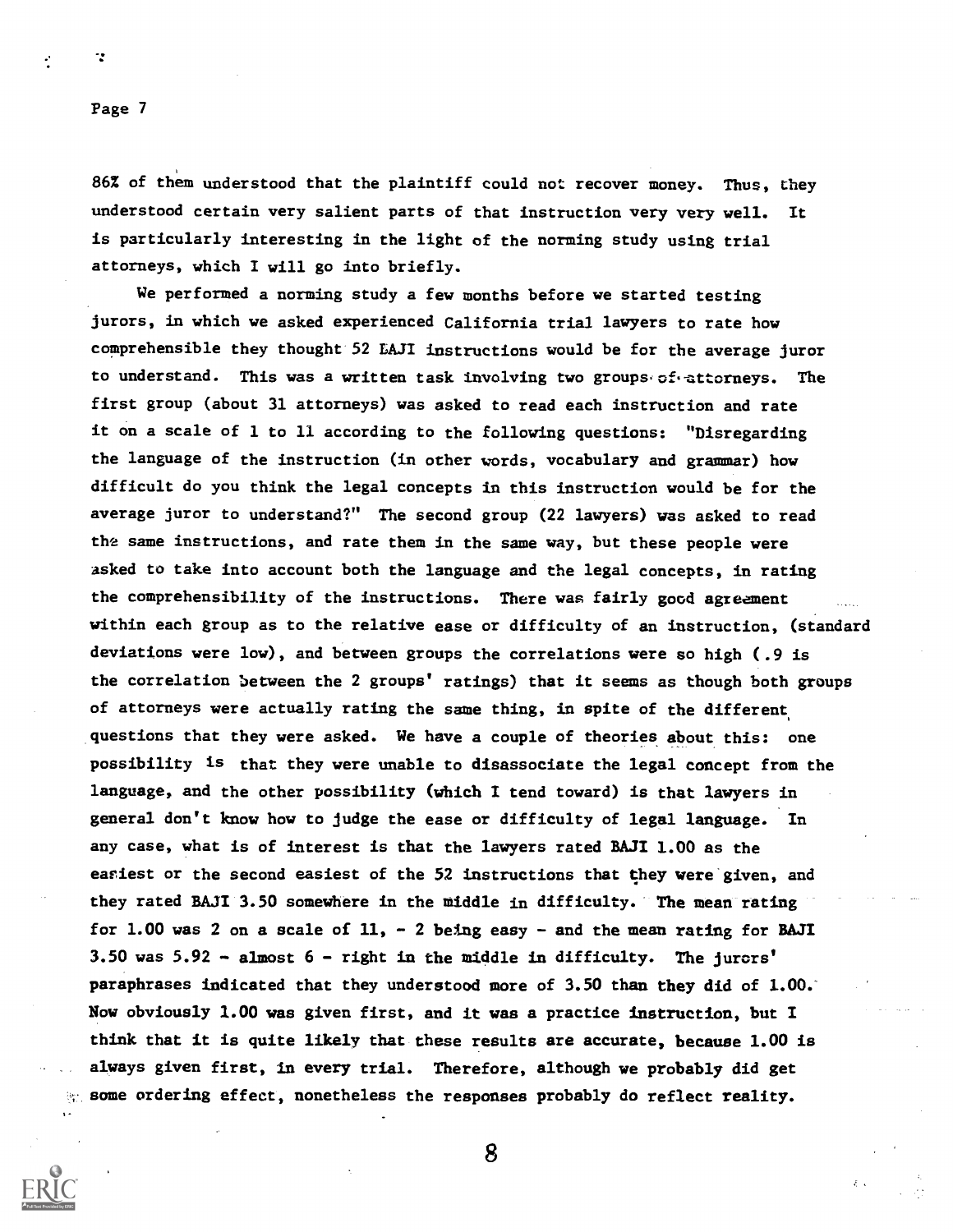86% of them understood that the plaintiff could not recover money. Thus, they understood certain very salient parts of that instruction very very well. It is particularly interesting in the light of the norming study using trial attorneys, which I will go into briefly.

We performed a norming study a few months before we started testing jurors, in which we asked experienced California trial lawyers to rate how comprehensible they thought 52 BAJI instructions would be for the average juror to understand. This was a written task involving two groups of attorneys. The first group (about 31 attorneys) was asked to read each instruction and rate it on a scale of 1 to 11 according to the following questions: "Disregarding the language of the instruction (in other words, vocabulary and grammar) how difficult do you think the legal concepts in this instruction would be for the average juror to understand?" The second group (22 lawyers) was asked to read the same instructions, and rate them in the same way, but these people were asked to take into account both the language and the legal concepts, in rating the comprehensibility of the instructions. There was fairly good agreement within each group as to the relative ease or difficulty of an instruction, (standard deviations were low), and between groups the correlations were so high (.9 is the correlation between the 2 groups' ratings) that it seems as though both groups of attorneys were actually rating the same thing, in spite of the different questions that they were asked. We have a couple of theories about this: one possibility is that they were unable to disassociate the legal concept from the language, and the other possibility (which I tend toward) is that lawyers in general don't know how to judge the ease or difficulty of legal language. In any case, what is of interest is that the lawyers rated BAJI 1.00 as the easiest or the second easiest of the 52 instructions that they were given, and they rated BAJI 3.50 somewhere in the middle in difficulty. The mean rating for 1.00 was 2 on a scale of 11, - 2 being easy - and the mean rating for BAJI 3.50 was 5.92 - almost 6 - right in the middle in difficulty. The jurors' paraphrases indicated that they understood more of 3.50 than they did of 1.00. Now obviously 1.00 was given first, and it was a practice instruction, but I think that it is quite likely that these results are accurate, because 1.00 is always given first, in every trial. Therefore, although we probably did get some ordering effect, nonetheless the responses probably do reflect reality.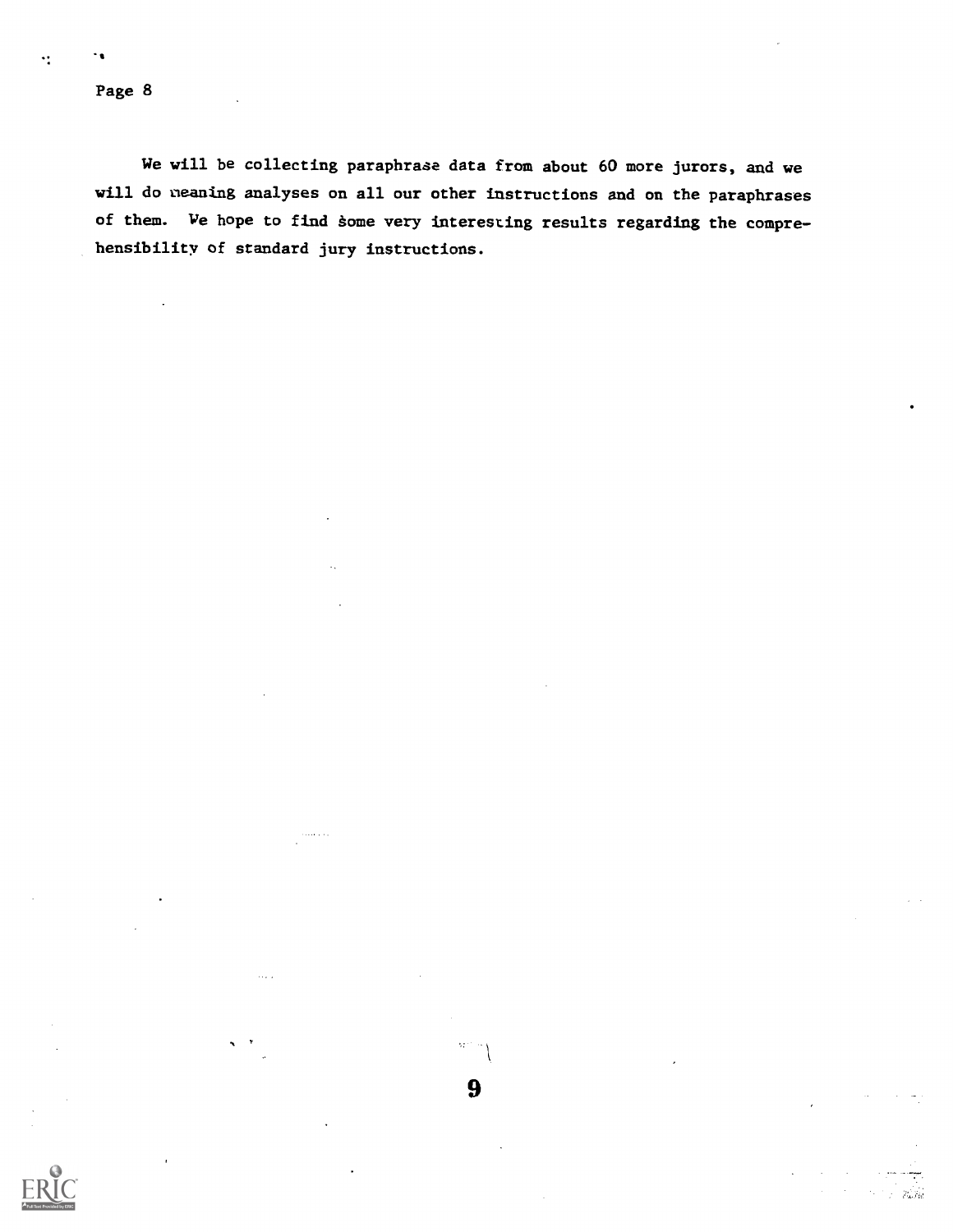We will be collecting paraphrase data from about 60 more jurors, and we will do meaning analyses on all our other instructions and on the paraphrases of them. We hope to find some very interesting results regarding the comprehensibility of standard jury instructions.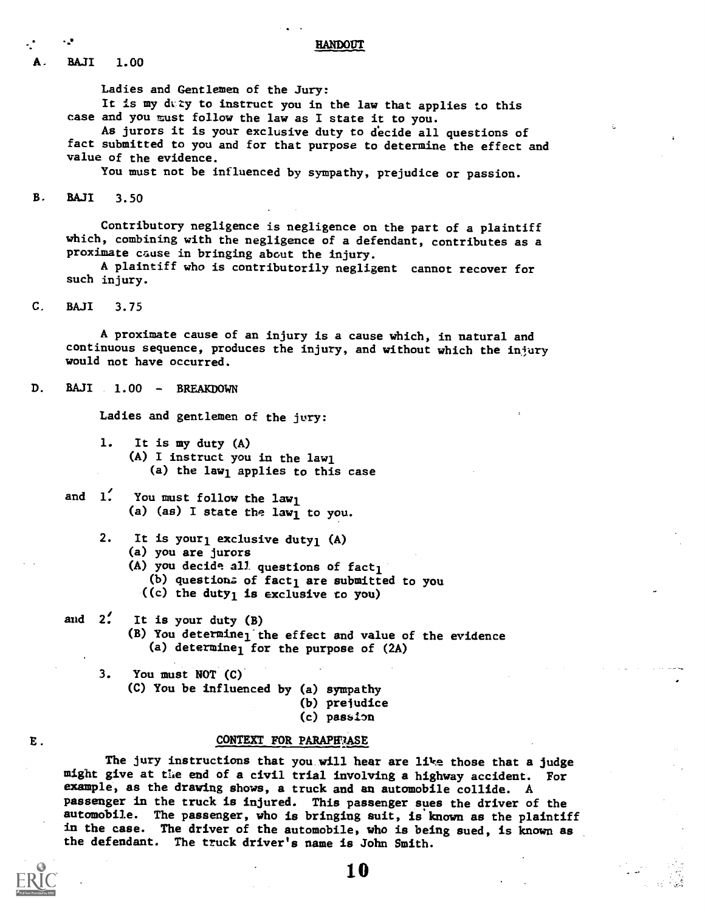## HANDOUT

A. BAJI 1.00

Ladies and Gentlemen of the Jury:

It is my duty to instruct you in the law that applies to this case and you must follow the law as I state it to you.

As jurors it is your exclusive duty to decide all questions of fact submitted to you and for that purpose to determine the effect and value of the evidence.

You must not be influenced by sympathy, prejudice or passion.

B. BAJI 3.50

Contributory negligence is negligence on the part of a plaintiff which, combining with the negligence of a defendant, contributes as a proximate cause in bringing about the injury.

A plaintiff who is contributorily negligent cannot recover for such injury.

C. BAJI 3.75

A proximate cause of an injury is a cause which, in natural and continuous sequence, produces the injury, and without which the injury would not have occurred.

D. BAJI 1.00 - BREAKDOWN

Ladies and gentlemen of the jury:

1. It is my duty (A)
   - (A) I instruct you in the $law_1$
     - (a) the $law_1$ applies to this case

and 1.' You must follow the $law_1$
   - (a) (as) I state the $law_1$ to you.

2. It is $your_1$ exclusive $duty_1$ (A)
   - (a) you are jurors
   - (A) you decide all questions of $fact_1$
     - (b) questions of $fact_1$ are submitted to you
     - ((c) the $duty_1$ is exclusive to you)

and 2.' It is your duty (B)
   - (B) You $determine_1$ the effect and value of the evidence
     - (a) $determine_1$ for the purpose of (2A)

3. You must NOT (C)
   - (C) You be influenced by (a) sympathy
     - (b) prejudice
     - (c) passion

E. CONTEXT FOR PARAPHRASE

The jury instructions that you will hear are like those that a judge might give at the end of a civil trial involving a highway accident. For example, as the drawing shows, a truck and an automobile collide. A passenger in the truck is injured. This passenger sues the driver of the automobile. The passenger, who is bringing suit, is known as the plaintiff in the case. The driver of the automobile, who is being sued, is known as the defendant. The truck driver's name is John Smith.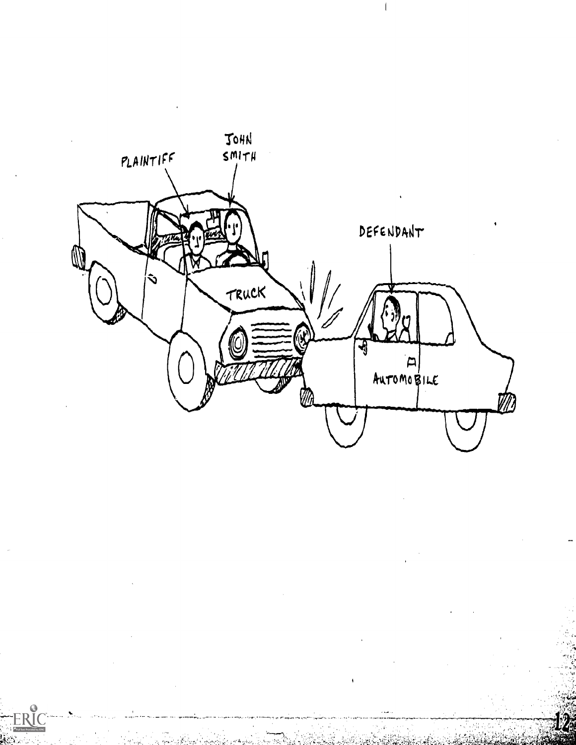PLAINTIFF

JOHN SMITH

DEFENDANT

TRUCK

AUTOMOBILE